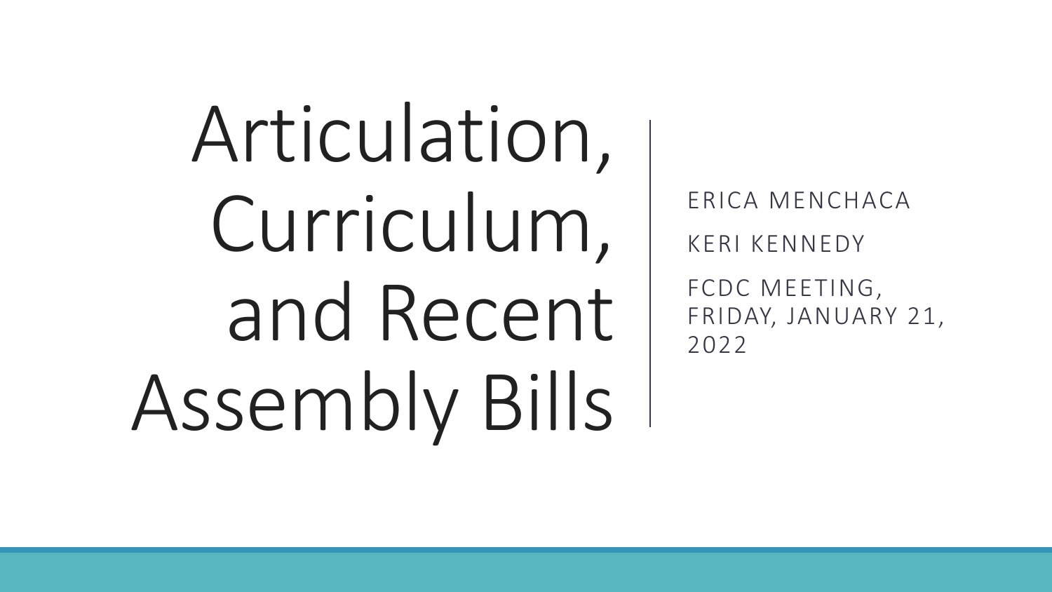# Articulation, Curriculum, and Recent Assembly Bills

ERICA MENCHACA

KERI KENNEDY

FCDC MEETING, FRIDAY, JANUARY 21, 2022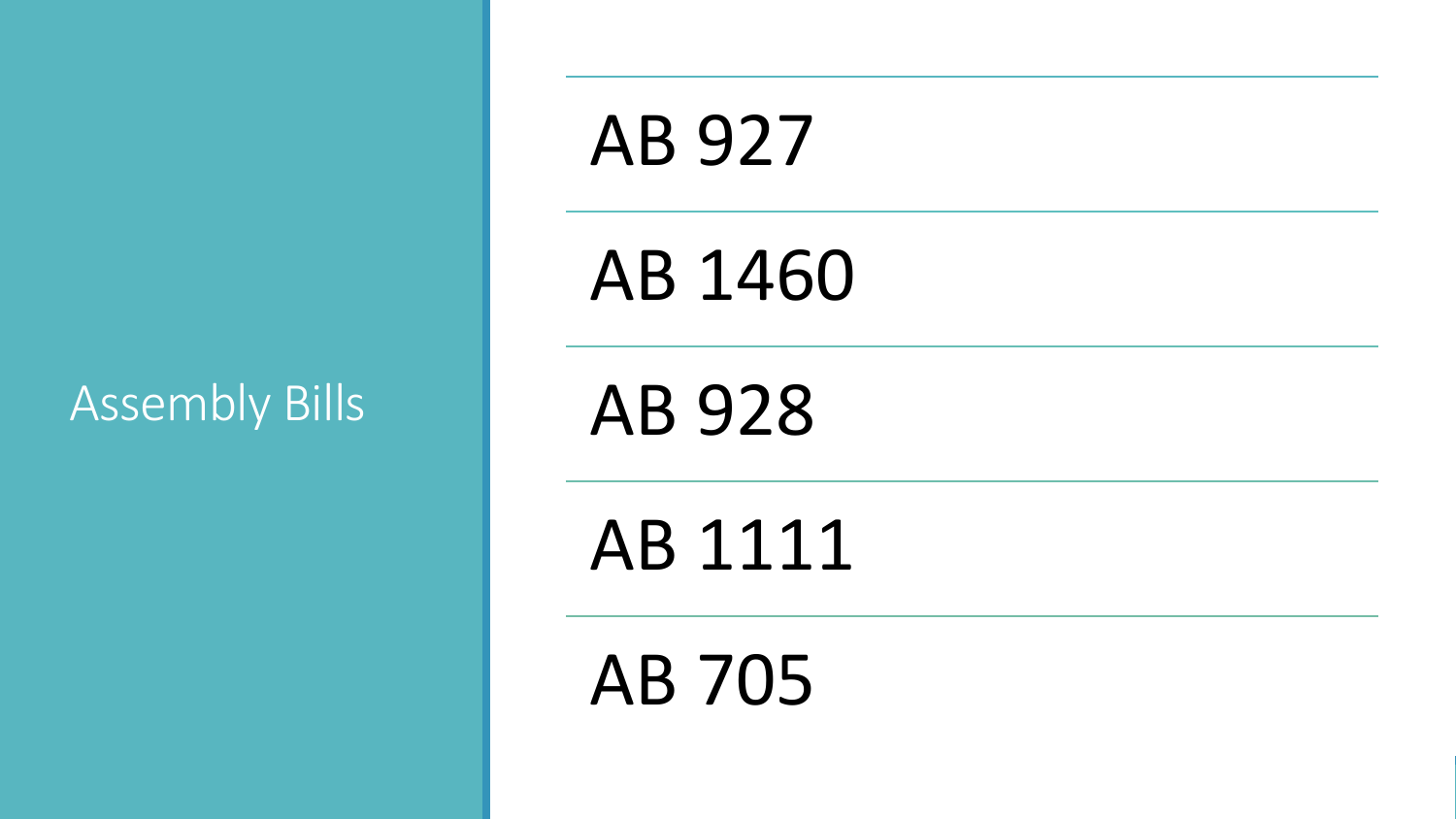# Assembly Bills

- AB 927
- AB 1460
- AB 928
- AB 1111
- AB 705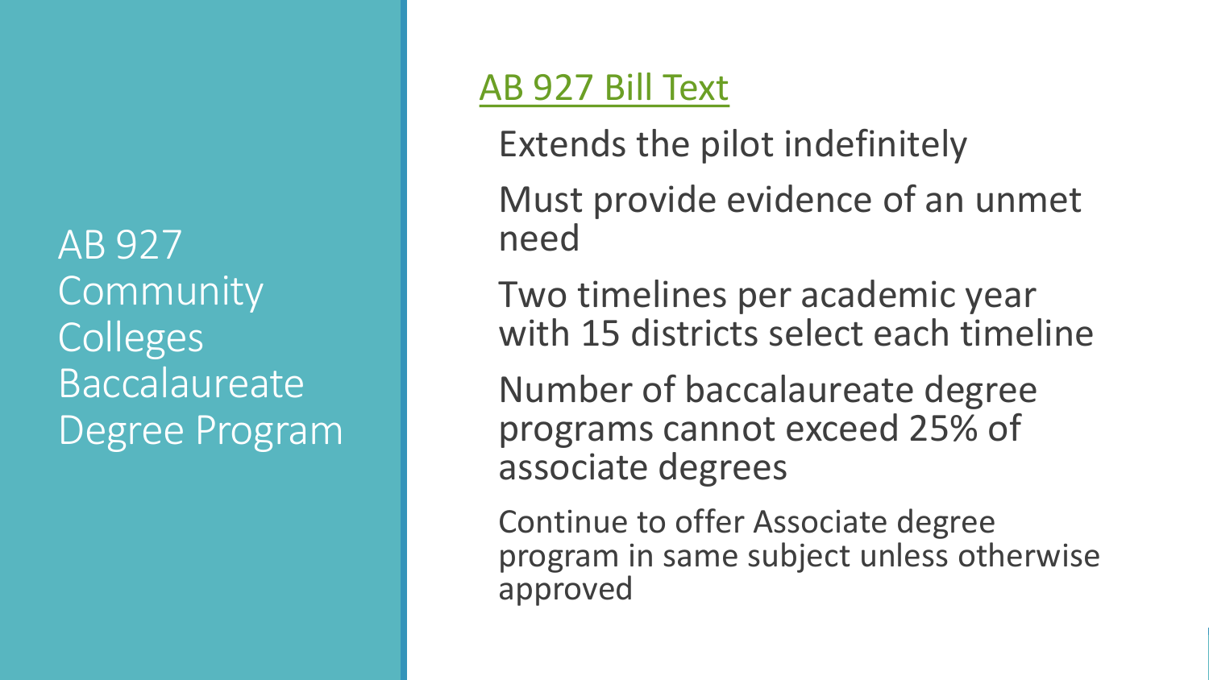# AB 927 Community Colleges Baccalaureate Degree Program

[AB 927 Bill Text]

- Extends the pilot indefinitely
- Must provide evidence of an unmet need
- Two timelines per academic year with 15 districts select each timeline
- Number of baccalaureate degree programs cannot exceed 25% of associate degrees
- Continue to offer Associate degree program in same subject unless otherwise approved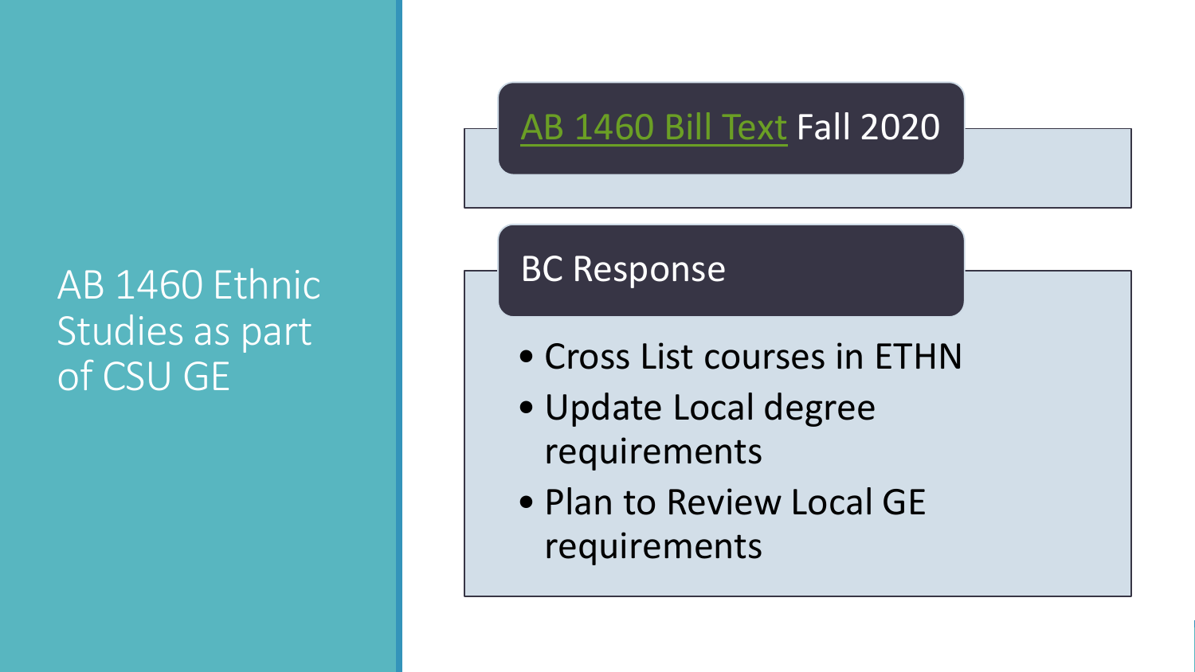# AB 1460 Ethnic Studies as part of CSU GE

## [AB 1460 Bill Text] Fall 2020

## BC Response

- Cross List courses in ETHN
- Update Local degree requirements
- Plan to Review Local GE requirements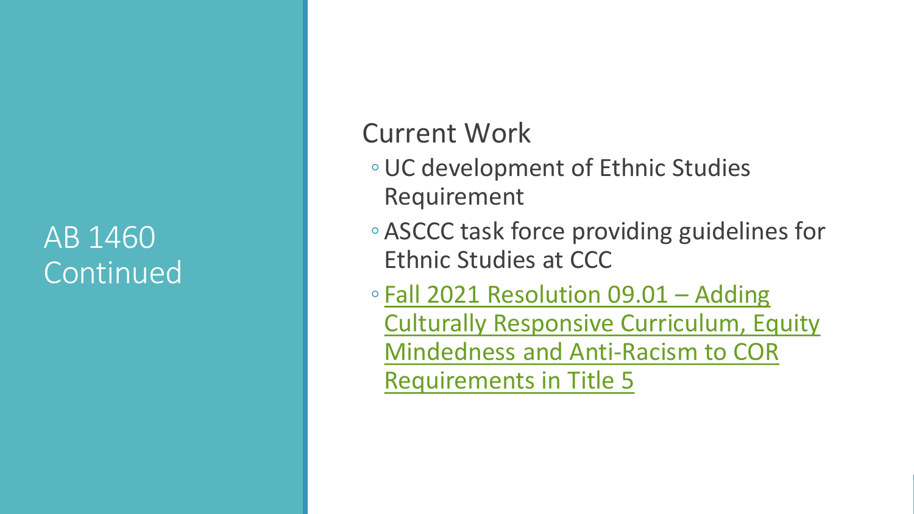# AB 1460 Continued

## Current Work

- UC development of Ethnic Studies Requirement
- ASCCC task force providing guidelines for Ethnic Studies at CCC
- Fall 2021 Resolution 09.01 – Adding Culturally Responsive Curriculum, Equity Mindedness and Anti-Racism to COR Requirements in Title 5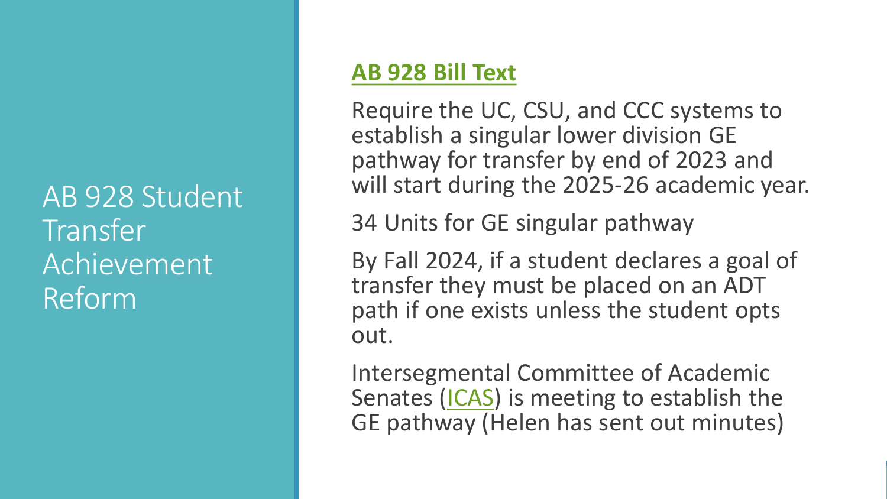# AB 928 Student Transfer Achievement Reform

**AB 928 Bill Text**

Require the UC, CSU, and CCC systems to establish a singular lower division GE pathway for transfer by end of 2023 and will start during the 2025-26 academic year.

34 Units for GE singular pathway

By Fall 2024, if a student declares a goal of transfer they must be placed on an ADT path if one exists unless the student opts out.

Intersegmental Committee of Academic Senates (ICAS) is meeting to establish the GE pathway (Helen has sent out minutes)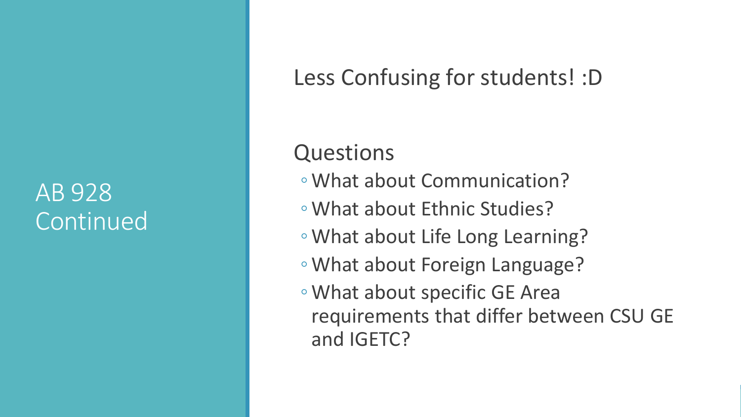# AB 928 Continued

Less Confusing for students! :D

Questions

- What about Communication?
- What about Ethnic Studies?
- What about Life Long Learning?
- What about Foreign Language?
- What about specific GE Area requirements that differ between CSU GE and IGETC?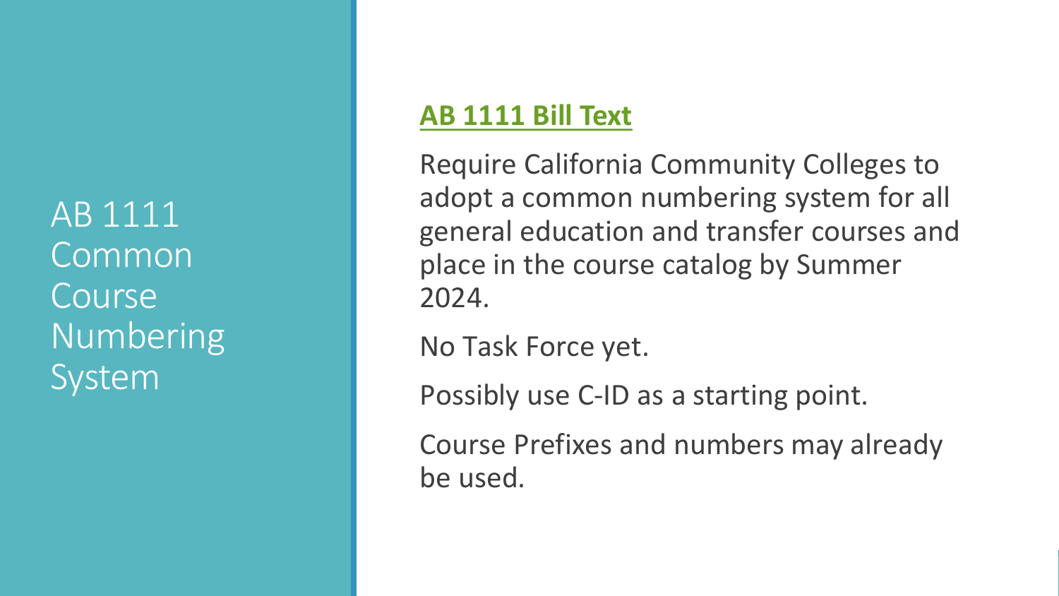# AB 1111 Common Course Numbering System

**AB 1111 Bill Text**

Require California Community Colleges to adopt a common numbering system for all general education and transfer courses and place in the course catalog by Summer 2024.

No Task Force yet.

Possibly use C-ID as a starting point.

Course Prefixes and numbers may already be used.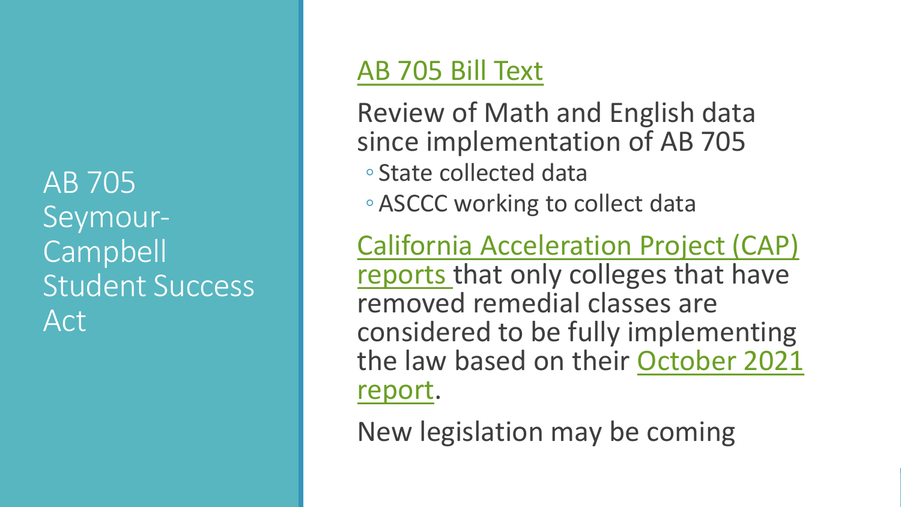# AB 705 Seymour-Campbell Student Success Act

AB 705 Bill Text

Review of Math and English data since implementation of AB 705

- State collected data
- ASCCC working to collect data

California Acceleration Project (CAP) reports that only colleges that have removed remedial classes are considered to be fully implementing the law based on their October 2021 report.

New legislation may be coming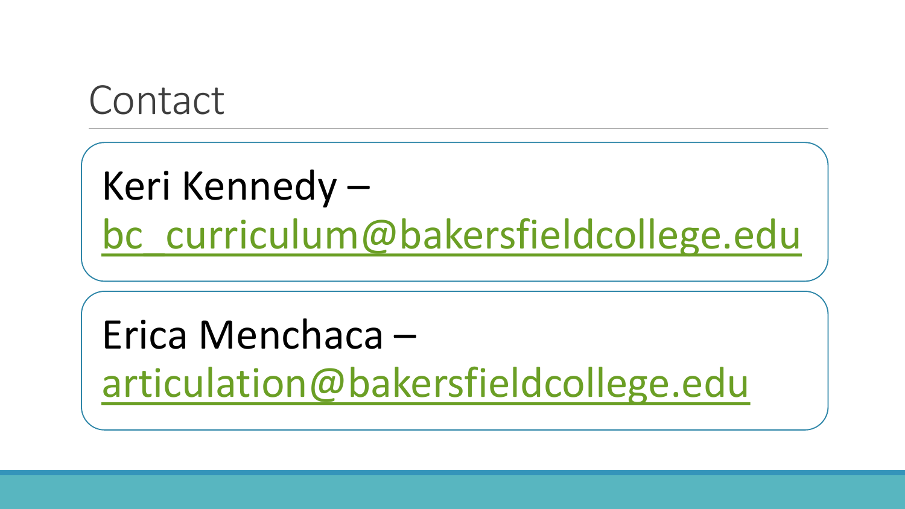# Contact

Keri Kennedy – bc_curriculum@bakersfieldcollege.edu

Erica Menchaca – articulation@bakersfieldcollege.edu